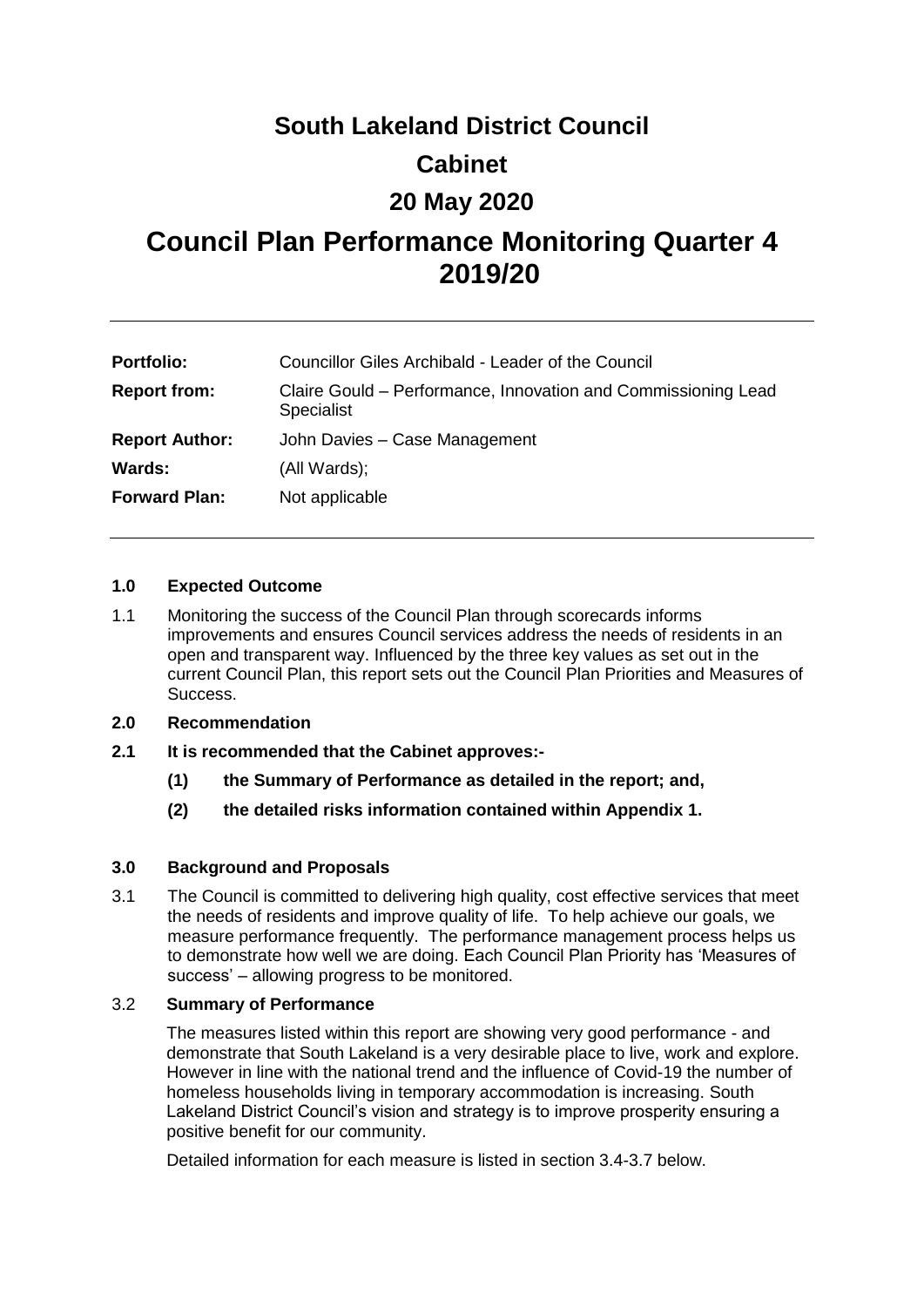# South Lakeland District Council

# Cabinet

# 20 May 2020

# Council Plan Performance Monitoring Quarter 4 2019/20

| | |
|---|---|
| **Portfolio:** | Councillor Giles Archibald - Leader of the Council |
| **Report from:** | Claire Gould – Performance, Innovation and Commissioning Lead Specialist |
| **Report Author:** | John Davies – Case Management |
| **Wards:** | (All Wards); |
| **Forward Plan:** | Not applicable |

## 1.0 Expected Outcome

1.1 Monitoring the success of the Council Plan through scorecards informs improvements and ensures Council services address the needs of residents in an open and transparent way. Influenced by the three key values as set out in the current Council Plan, this report sets out the Council Plan Priorities and Measures of Success.

## 2.0 Recommendation

**2.1 It is recommended that the Cabinet approves:-**

**(1) the Summary of Performance as detailed in the report; and,**

**(2) the detailed risks information contained within Appendix 1.**

## 3.0 Background and Proposals

3.1 The Council is committed to delivering high quality, cost effective services that meet the needs of residents and improve quality of life. To help achieve our goals, we measure performance frequently. The performance management process helps us to demonstrate how well we are doing. Each Council Plan Priority has 'Measures of success' – allowing progress to be monitored.

### 3.2 Summary of Performance

The measures listed within this report are showing very good performance - and demonstrate that South Lakeland is a very desirable place to live, work and explore. However in line with the national trend and the influence of Covid-19 the number of homeless households living in temporary accommodation is increasing. South Lakeland District Council's vision and strategy is to improve prosperity ensuring a positive benefit for our community.

Detailed information for each measure is listed in section 3.4-3.7 below.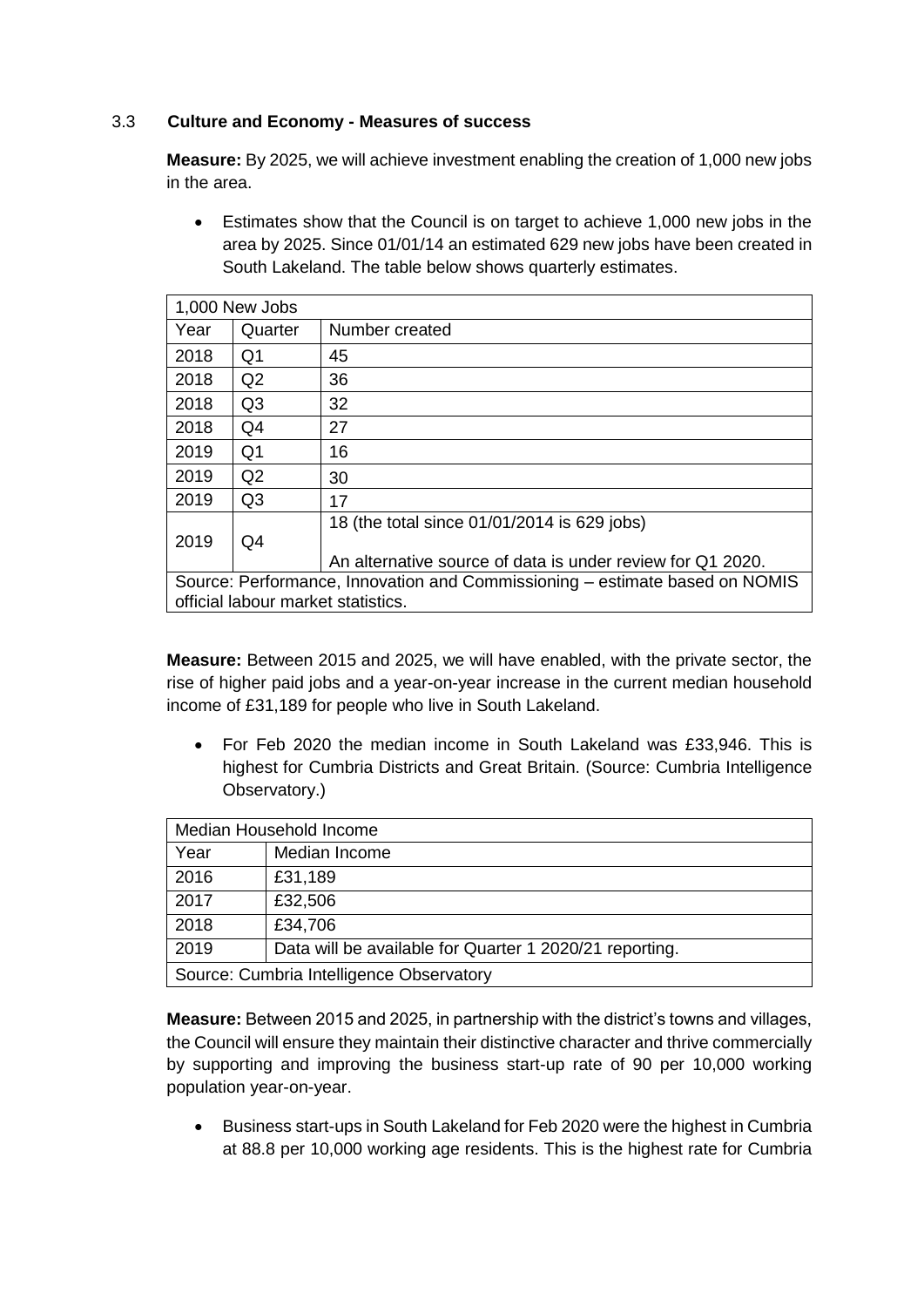### 3.3 Culture and Economy - Measures of success

**Measure:** By 2025, we will achieve investment enabling the creation of 1,000 new jobs in the area.

- Estimates show that the Council is on target to achieve 1,000 new jobs in the area by 2025. Since 01/01/14 an estimated 629 new jobs have been created in South Lakeland. The table below shows quarterly estimates.

| 1,000 New Jobs | | |
|---|---|---|
| Year | Quarter | Number created |
| 2018 | Q1 | 45 |
| 2018 | Q2 | 36 |
| 2018 | Q3 | 32 |
| 2018 | Q4 | 27 |
| 2019 | Q1 | 16 |
| 2019 | Q2 | 30 |
| 2019 | Q3 | 17 |
| 2019 | Q4 | 18 (the total since 01/01/2014 is 629 jobs)<br><br>An alternative source of data is under review for Q1 2020. |
| Source: Performance, Innovation and Commissioning – estimate based on NOMIS official labour market statistics. | | |

**Measure:** Between 2015 and 2025, we will have enabled, with the private sector, the rise of higher paid jobs and a year-on-year increase in the current median household income of £31,189 for people who live in South Lakeland.

- For Feb 2020 the median income in South Lakeland was £33,946. This is highest for Cumbria Districts and Great Britain. (Source: Cumbria Intelligence Observatory.)

| Median Household Income | |
|---|---|
| Year | Median Income |
| 2016 | £31,189 |
| 2017 | £32,506 |
| 2018 | £34,706 |
| 2019 | Data will be available for Quarter 1 2020/21 reporting. |
| Source: Cumbria Intelligence Observatory | |

**Measure:** Between 2015 and 2025, in partnership with the district's towns and villages, the Council will ensure they maintain their distinctive character and thrive commercially by supporting and improving the business start-up rate of 90 per 10,000 working population year-on-year.

- Business start-ups in South Lakeland for Feb 2020 were the highest in Cumbria at 88.8 per 10,000 working age residents. This is the highest rate for Cumbria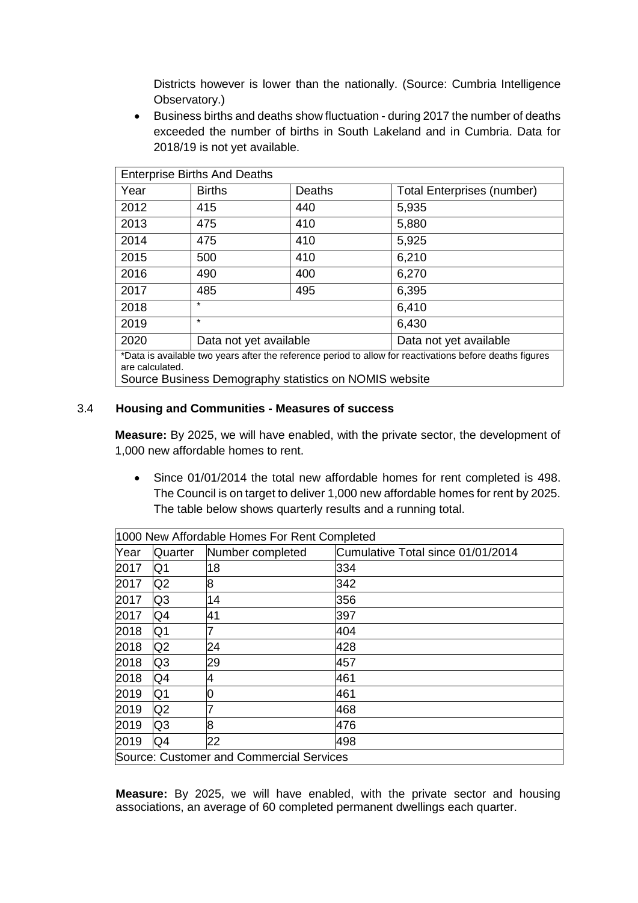Districts however is lower than the nationally. (Source: Cumbria Intelligence Observatory.)

- Business births and deaths show fluctuation - during 2017 the number of deaths exceeded the number of births in South Lakeland and in Cumbria. Data for 2018/19 is not yet available.

| Enterprise Births And Deaths | | | |
|---|---|---|---|
| Year | Births | Deaths | Total Enterprises (number) |
| 2012 | 415 | 440 | 5,935 |
| 2013 | 475 | 410 | 5,880 |
| 2014 | 475 | 410 | 5,925 |
| 2015 | 500 | 410 | 6,210 |
| 2016 | 490 | 400 | 6,270 |
| 2017 | 485 | 495 | 6,395 |
| 2018 | * | | 6,410 |
| 2019 | * | | 6,430 |
| 2020 | Data not yet available | | Data not yet available |
| *Data is available two years after the reference period to allow for reactivations before deaths figures are calculated. Source Business Demography statistics on NOMIS website | | | |

### 3.4 Housing and Communities - Measures of success

**Measure:** By 2025, we will have enabled, with the private sector, the development of 1,000 new affordable homes to rent.

- Since 01/01/2014 the total new affordable homes for rent completed is 498. The Council is on target to deliver 1,000 new affordable homes for rent by 2025. The table below shows quarterly results and a running total.

| 1000 New Affordable Homes For Rent Completed | | | |
|---|---|---|---|
| Year | Quarter | Number completed | Cumulative Total since 01/01/2014 |
| 2017 | Q1 | 18 | 334 |
| 2017 | Q2 | 8 | 342 |
| 2017 | Q3 | 14 | 356 |
| 2017 | Q4 | 41 | 397 |
| 2018 | Q1 | 7 | 404 |
| 2018 | Q2 | 24 | 428 |
| 2018 | Q3 | 29 | 457 |
| 2018 | Q4 | 4 | 461 |
| 2019 | Q1 | 0 | 461 |
| 2019 | Q2 | 7 | 468 |
| 2019 | Q3 | 8 | 476 |
| 2019 | Q4 | 22 | 498 |
| Source: Customer and Commercial Services | | | |

**Measure:** By 2025, we will have enabled, with the private sector and housing associations, an average of 60 completed permanent dwellings each quarter.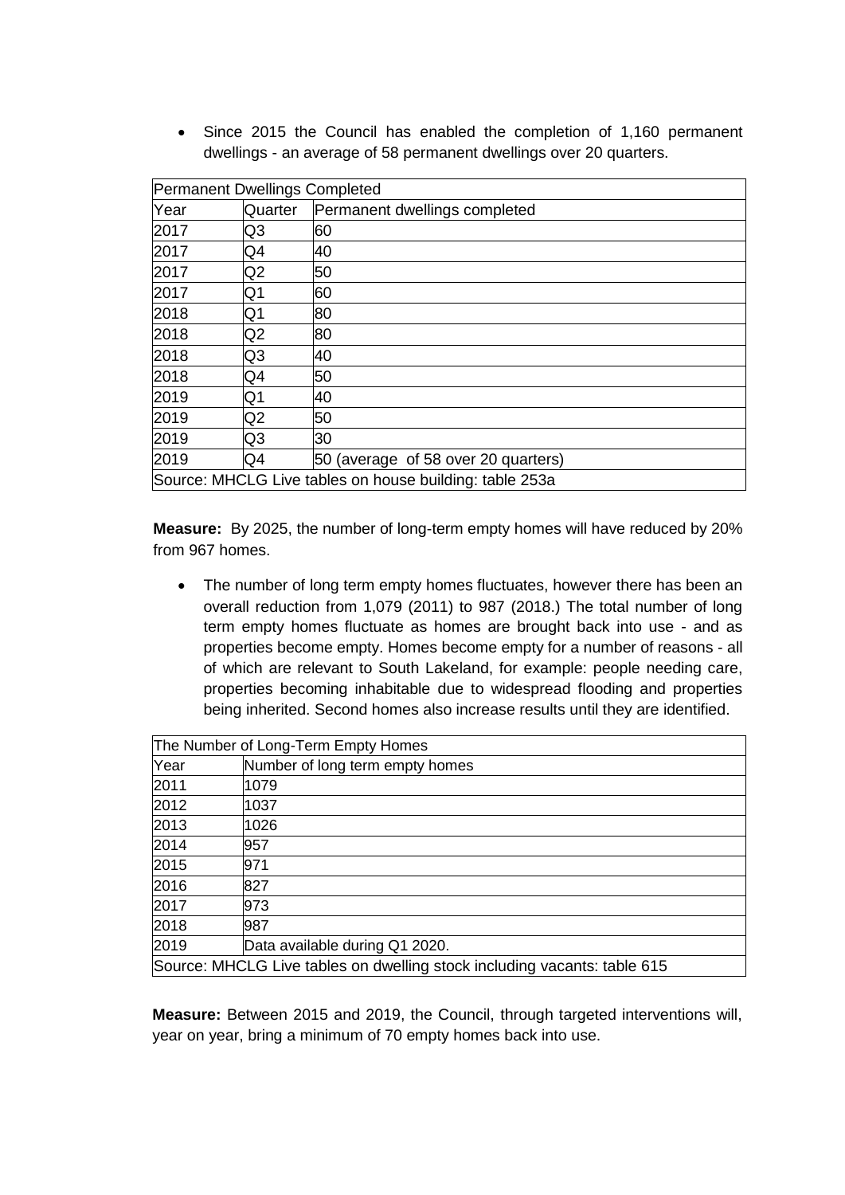- Since 2015 the Council has enabled the completion of 1,160 permanent dwellings - an average of 58 permanent dwellings over 20 quarters.

| Permanent Dwellings Completed | | |
|---|---|---|
| Year | Quarter | Permanent dwellings completed |
| 2017 | Q3 | 60 |
| 2017 | Q4 | 40 |
| 2017 | Q2 | 50 |
| 2017 | Q1 | 60 |
| 2018 | Q1 | 80 |
| 2018 | Q2 | 80 |
| 2018 | Q3 | 40 |
| 2018 | Q4 | 50 |
| 2019 | Q1 | 40 |
| 2019 | Q2 | 50 |
| 2019 | Q3 | 30 |
| 2019 | Q4 | 50 (average of 58 over 20 quarters) |
| Source: MHCLG Live tables on house building: table 253a | | |

**Measure:** By 2025, the number of long-term empty homes will have reduced by 20% from 967 homes.

- The number of long term empty homes fluctuates, however there has been an overall reduction from 1,079 (2011) to 987 (2018.) The total number of long term empty homes fluctuate as homes are brought back into use - and as properties become empty. Homes become empty for a number of reasons - all of which are relevant to South Lakeland, for example: people needing care, properties becoming inhabitable due to widespread flooding and properties being inherited. Second homes also increase results until they are identified.

| The Number of Long-Term Empty Homes | |
|---|---|
| Year | Number of long term empty homes |
| 2011 | 1079 |
| 2012 | 1037 |
| 2013 | 1026 |
| 2014 | 957 |
| 2015 | 971 |
| 2016 | 827 |
| 2017 | 973 |
| 2018 | 987 |
| 2019 | Data available during Q1 2020. |
| Source: MHCLG Live tables on dwelling stock including vacants: table 615 | |

**Measure:** Between 2015 and 2019, the Council, through targeted interventions will, year on year, bring a minimum of 70 empty homes back into use.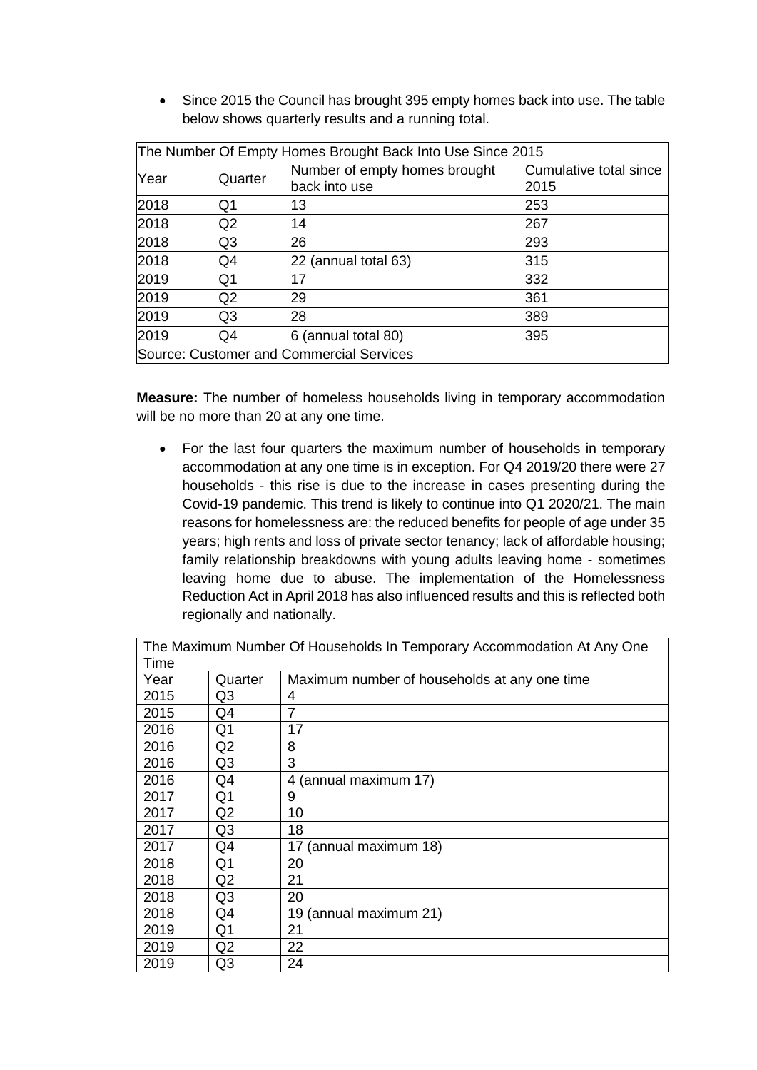- Since 2015 the Council has brought 395 empty homes back into use. The table below shows quarterly results and a running total.

| The Number Of Empty Homes Brought Back Into Use Since 2015 | | | |
|---|---|---|---|
| Year | Quarter | Number of empty homes brought back into use | Cumulative total since 2015 |
| 2018 | Q1 | 13 | 253 |
| 2018 | Q2 | 14 | 267 |
| 2018 | Q3 | 26 | 293 |
| 2018 | Q4 | 22 (annual total 63) | 315 |
| 2019 | Q1 | 17 | 332 |
| 2019 | Q2 | 29 | 361 |
| 2019 | Q3 | 28 | 389 |
| 2019 | Q4 | 6 (annual total 80) | 395 |
| Source: Customer and Commercial Services | | | |

**Measure:** The number of homeless households living in temporary accommodation will be no more than 20 at any one time.

- For the last four quarters the maximum number of households in temporary accommodation at any one time is in exception. For Q4 2019/20 there were 27 households - this rise is due to the increase in cases presenting during the Covid-19 pandemic. This trend is likely to continue into Q1 2020/21. The main reasons for homelessness are: the reduced benefits for people of age under 35 years; high rents and loss of private sector tenancy; lack of affordable housing; family relationship breakdowns with young adults leaving home - sometimes leaving home due to abuse. The implementation of the Homelessness Reduction Act in April 2018 has also influenced results and this is reflected both regionally and nationally.

| The Maximum Number Of Households In Temporary Accommodation At Any One Time | | |
|---|---|---|
| Year | Quarter | Maximum number of households at any one time |
| 2015 | Q3 | 4 |
| 2015 | Q4 | 7 |
| 2016 | Q1 | 17 |
| 2016 | Q2 | 8 |
| 2016 | Q3 | 3 |
| 2016 | Q4 | 4 (annual maximum 17) |
| 2017 | Q1 | 9 |
| 2017 | Q2 | 10 |
| 2017 | Q3 | 18 |
| 2017 | Q4 | 17 (annual maximum 18) |
| 2018 | Q1 | 20 |
| 2018 | Q2 | 21 |
| 2018 | Q3 | 20 |
| 2018 | Q4 | 19 (annual maximum 21) |
| 2019 | Q1 | 21 |
| 2019 | Q2 | 22 |
| 2019 | Q3 | 24 |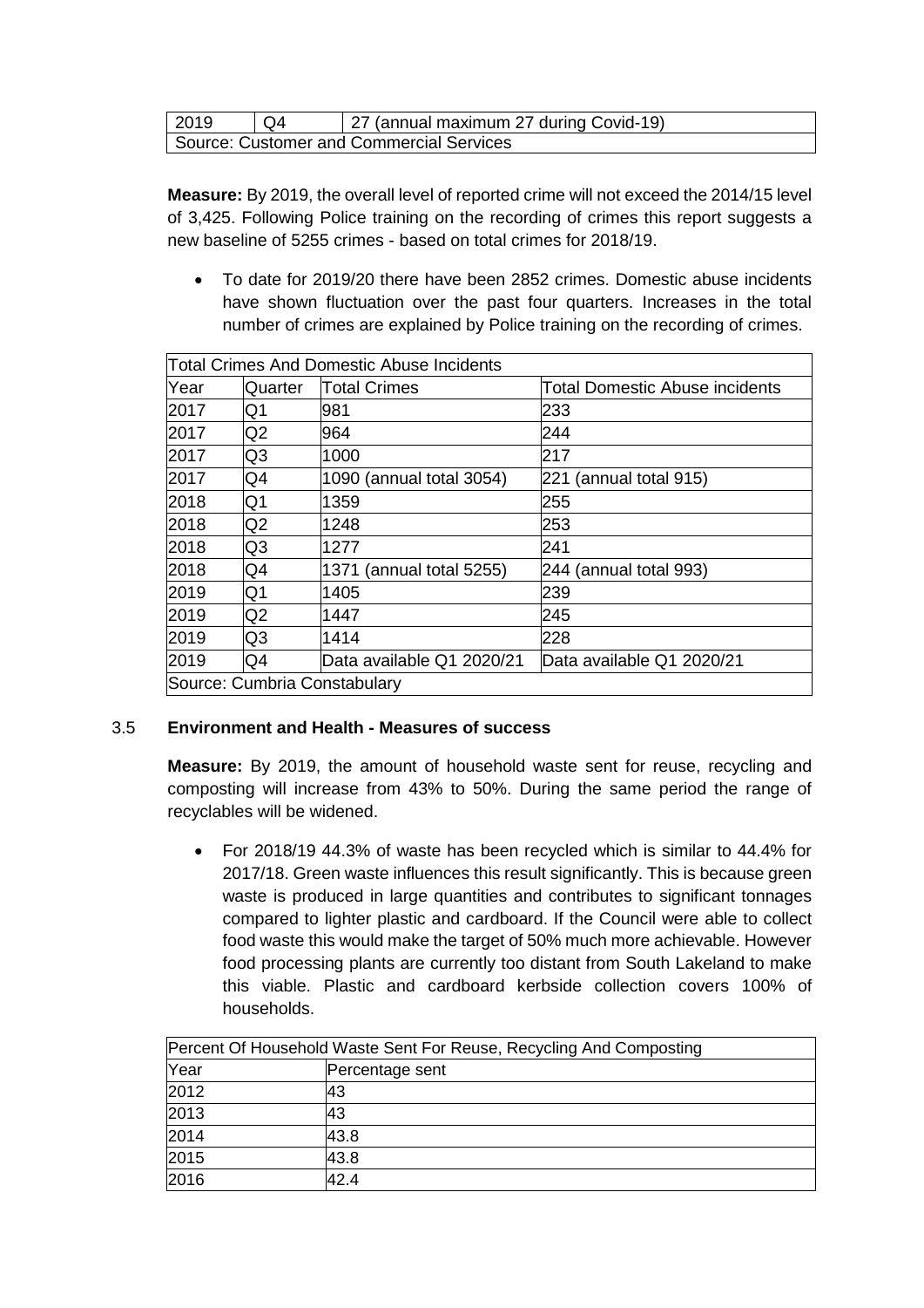| | | |
|---|---|---|
| 2019 | Q4 | 27 (annual maximum 27 during Covid-19) |
| Source: Customer and Commercial Services | | |

**Measure:** By 2019, the overall level of reported crime will not exceed the 2014/15 level of 3,425. Following Police training on the recording of crimes this report suggests a new baseline of 5255 crimes - based on total crimes for 2018/19.

- To date for 2019/20 there have been 2852 crimes. Domestic abuse incidents have shown fluctuation over the past four quarters. Increases in the total number of crimes are explained by Police training on the recording of crimes.

| Total Crimes And Domestic Abuse Incidents | | | |
|---|---|---|---|
| Year | Quarter | Total Crimes | Total Domestic Abuse incidents |
| 2017 | Q1 | 981 | 233 |
| 2017 | Q2 | 964 | 244 |
| 2017 | Q3 | 1000 | 217 |
| 2017 | Q4 | 1090 (annual total 3054) | 221 (annual total 915) |
| 2018 | Q1 | 1359 | 255 |
| 2018 | Q2 | 1248 | 253 |
| 2018 | Q3 | 1277 | 241 |
| 2018 | Q4 | 1371 (annual total 5255) | 244 (annual total 993) |
| 2019 | Q1 | 1405 | 239 |
| 2019 | Q2 | 1447 | 245 |
| 2019 | Q3 | 1414 | 228 |
| 2019 | Q4 | Data available Q1 2020/21 | Data available Q1 2020/21 |
| Source: Cumbria Constabulary | | | |

### 3.5 Environment and Health - Measures of success

**Measure:** By 2019, the amount of household waste sent for reuse, recycling and composting will increase from 43% to 50%. During the same period the range of recyclables will be widened.

- For 2018/19 44.3% of waste has been recycled which is similar to 44.4% for 2017/18. Green waste influences this result significantly. This is because green waste is produced in large quantities and contributes to significant tonnages compared to lighter plastic and cardboard. If the Council were able to collect food waste this would make the target of 50% much more achievable. However food processing plants are currently too distant from South Lakeland to make this viable. Plastic and cardboard kerbside collection covers 100% of households.

| Percent Of Household Waste Sent For Reuse, Recycling And Composting | |
|---|---|
| Year | Percentage sent |
| 2012 | 43 |
| 2013 | 43 |
| 2014 | 43.8 |
| 2015 | 43.8 |
| 2016 | 42.4 |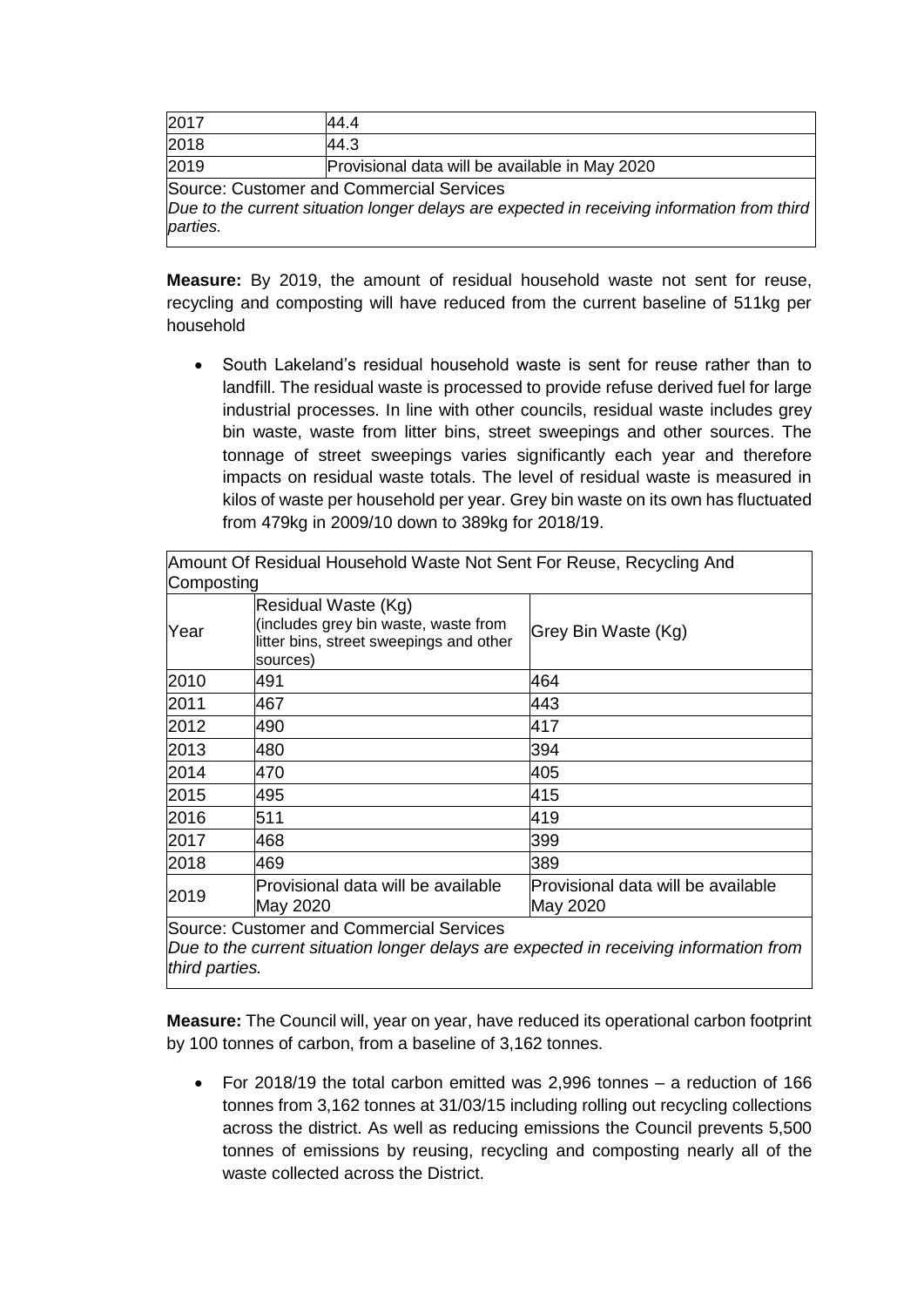| | |
|---|---|
| 2017 | 44.4 |
| 2018 | 44.3 |
| 2019 | Provisional data will be available in May 2020 |
| Source: Customer and Commercial Services<br>*Due to the current situation longer delays are expected in receiving information from third parties.* | |

**Measure:** By 2019, the amount of residual household waste not sent for reuse, recycling and composting will have reduced from the current baseline of 511kg per household

- South Lakeland's residual household waste is sent for reuse rather than to landfill. The residual waste is processed to provide refuse derived fuel for large industrial processes. In line with other councils, residual waste includes grey bin waste, waste from litter bins, street sweepings and other sources. The tonnage of street sweepings varies significantly each year and therefore impacts on residual waste totals. The level of residual waste is measured in kilos of waste per household per year. Grey bin waste on its own has fluctuated from 479kg in 2009/10 down to 389kg for 2018/19.

| Amount Of Residual Household Waste Not Sent For Reuse, Recycling And Composting | | |
|---|---|---|
| Year | Residual Waste (Kg)<br>(includes grey bin waste, waste from litter bins, street sweepings and other sources) | Grey Bin Waste (Kg) |
| 2010 | 491 | 464 |
| 2011 | 467 | 443 |
| 2012 | 490 | 417 |
| 2013 | 480 | 394 |
| 2014 | 470 | 405 |
| 2015 | 495 | 415 |
| 2016 | 511 | 419 |
| 2017 | 468 | 399 |
| 2018 | 469 | 389 |
| 2019 | Provisional data will be available May 2020 | Provisional data will be available May 2020 |
| Source: Customer and Commercial Services<br>*Due to the current situation longer delays are expected in receiving information from third parties.* | | |

**Measure:** The Council will, year on year, have reduced its operational carbon footprint by 100 tonnes of carbon, from a baseline of 3,162 tonnes.

- For 2018/19 the total carbon emitted was 2,996 tonnes – a reduction of 166 tonnes from 3,162 tonnes at 31/03/15 including rolling out recycling collections across the district. As well as reducing emissions the Council prevents 5,500 tonnes of emissions by reusing, recycling and composting nearly all of the waste collected across the District.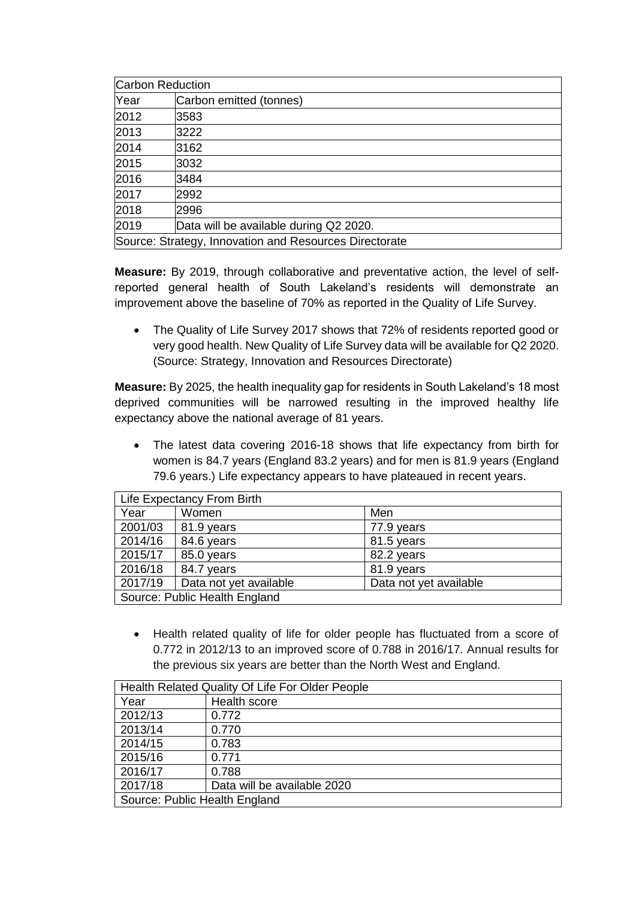| Carbon Reduction | |
|---|---|
| Year | Carbon emitted (tonnes) |
| 2012 | 3583 |
| 2013 | 3222 |
| 2014 | 3162 |
| 2015 | 3032 |
| 2016 | 3484 |
| 2017 | 2992 |
| 2018 | 2996 |
| 2019 | Data will be available during Q2 2020. |
| Source: Strategy, Innovation and Resources Directorate | |

**Measure:** By 2019, through collaborative and preventative action, the level of self-reported general health of South Lakeland's residents will demonstrate an improvement above the baseline of 70% as reported in the Quality of Life Survey.

- The Quality of Life Survey 2017 shows that 72% of residents reported good or very good health. New Quality of Life Survey data will be available for Q2 2020. (Source: Strategy, Innovation and Resources Directorate)

**Measure:** By 2025, the health inequality gap for residents in South Lakeland's 18 most deprived communities will be narrowed resulting in the improved healthy life expectancy above the national average of 81 years.

- The latest data covering 2016-18 shows that life expectancy from birth for women is 84.7 years (England 83.2 years) and for men is 81.9 years (England 79.6 years.) Life expectancy appears to have plateaued in recent years.

| Life Expectancy From Birth | | |
|---|---|---|
| Year | Women | Men |
| 2001/03 | 81.9 years | 77.9 years |
| 2014/16 | 84.6 years | 81.5 years |
| 2015/17 | 85.0 years | 82.2 years |
| 2016/18 | 84.7 years | 81.9 years |
| 2017/19 | Data not yet available | Data not yet available |
| Source: Public Health England | | |

- Health related quality of life for older people has fluctuated from a score of 0.772 in 2012/13 to an improved score of 0.788 in 2016/17. Annual results for the previous six years are better than the North West and England.

| Health Related Quality Of Life For Older People | |
|---|---|
| Year | Health score |
| 2012/13 | 0.772 |
| 2013/14 | 0.770 |
| 2014/15 | 0.783 |
| 2015/16 | 0.771 |
| 2016/17 | 0.788 |
| 2017/18 | Data will be available 2020 |
| Source: Public Health England | |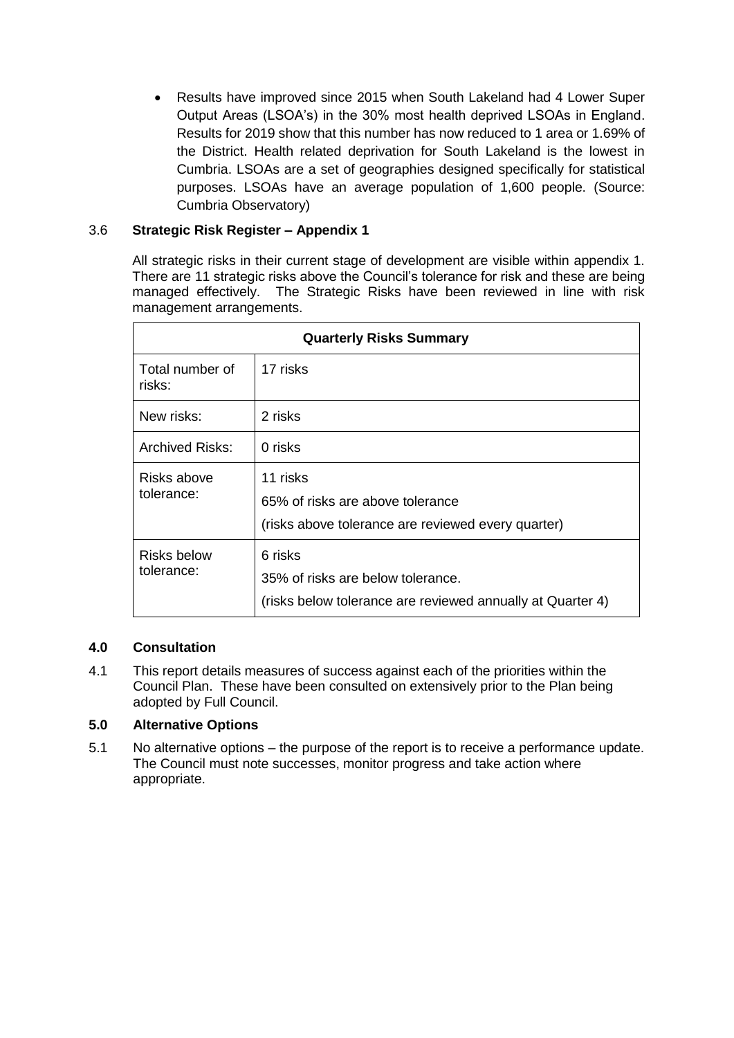- Results have improved since 2015 when South Lakeland had 4 Lower Super Output Areas (LSOA's) in the 30% most health deprived LSOAs in England. Results for 2019 show that this number has now reduced to 1 area or 1.69% of the District. Health related deprivation for South Lakeland is the lowest in Cumbria. LSOAs are a set of geographies designed specifically for statistical purposes. LSOAs have an average population of 1,600 people. (Source: Cumbria Observatory)

### 3.6 Strategic Risk Register – Appendix 1

All strategic risks in their current stage of development are visible within appendix 1. There are 11 strategic risks above the Council's tolerance for risk and these are being managed effectively. The Strategic Risks have been reviewed in line with risk management arrangements.

| Quarterly Risks Summary | |
|---|---|
| Total number of risks: | 17 risks |
| New risks: | 2 risks |
| Archived Risks: | 0 risks |
| Risks above tolerance: | 11 risks<br>65% of risks are above tolerance<br>(risks above tolerance are reviewed every quarter) |
| Risks below tolerance: | 6 risks<br>35% of risks are below tolerance.<br>(risks below tolerance are reviewed annually at Quarter 4) |

## 4.0 Consultation

4.1 This report details measures of success against each of the priorities within the Council Plan. These have been consulted on extensively prior to the Plan being adopted by Full Council.

## 5.0 Alternative Options

5.1 No alternative options – the purpose of the report is to receive a performance update. The Council must note successes, monitor progress and take action where appropriate.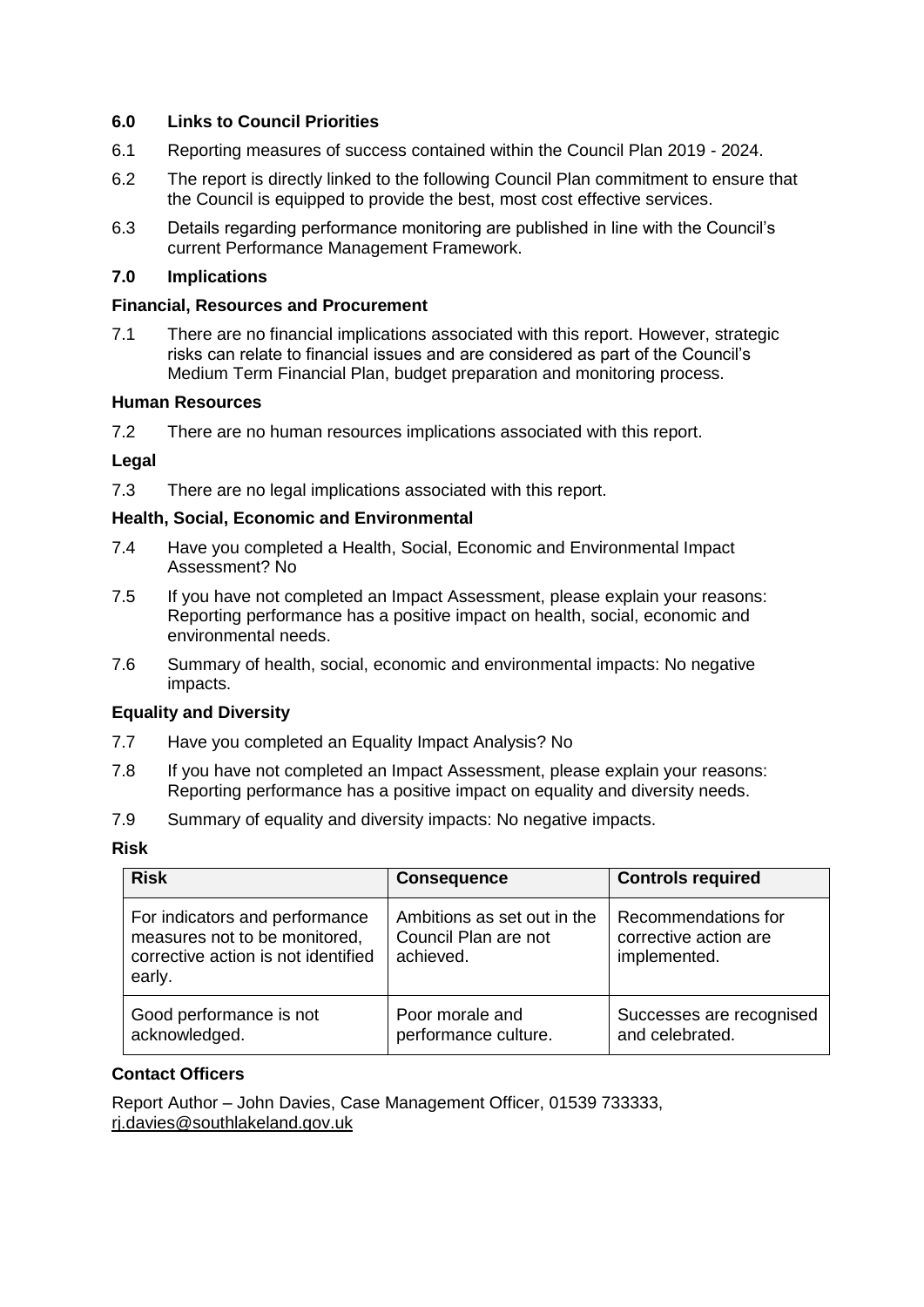## 6.0 Links to Council Priorities

6.1 Reporting measures of success contained within the Council Plan 2019 - 2024.

6.2 The report is directly linked to the following Council Plan commitment to ensure that the Council is equipped to provide the best, most cost effective services.

6.3 Details regarding performance monitoring are published in line with the Council's current Performance Management Framework.

## 7.0 Implications

### Financial, Resources and Procurement

7.1 There are no financial implications associated with this report. However, strategic risks can relate to financial issues and are considered as part of the Council's Medium Term Financial Plan, budget preparation and monitoring process.

### Human Resources

7.2 There are no human resources implications associated with this report.

### Legal

7.3 There are no legal implications associated with this report.

### Health, Social, Economic and Environmental

7.4 Have you completed a Health, Social, Economic and Environmental Impact Assessment? No

7.5 If you have not completed an Impact Assessment, please explain your reasons: Reporting performance has a positive impact on health, social, economic and environmental needs.

7.6 Summary of health, social, economic and environmental impacts: No negative impacts.

### Equality and Diversity

7.7 Have you completed an Equality Impact Analysis? No

7.8 If you have not completed an Impact Assessment, please explain your reasons: Reporting performance has a positive impact on equality and diversity needs.

7.9 Summary of equality and diversity impacts: No negative impacts.

### Risk

| Risk | Consequence | Controls required |
|---|---|---|
| For indicators and performance measures not to be monitored, corrective action is not identified early. | Ambitions as set out in the Council Plan are not achieved. | Recommendations for corrective action are implemented. |
| Good performance is not acknowledged. | Poor morale and performance culture. | Successes are recognised and celebrated. |

### Contact Officers

Report Author – John Davies, Case Management Officer, 01539 733333, rj.davies@southlakeland.gov.uk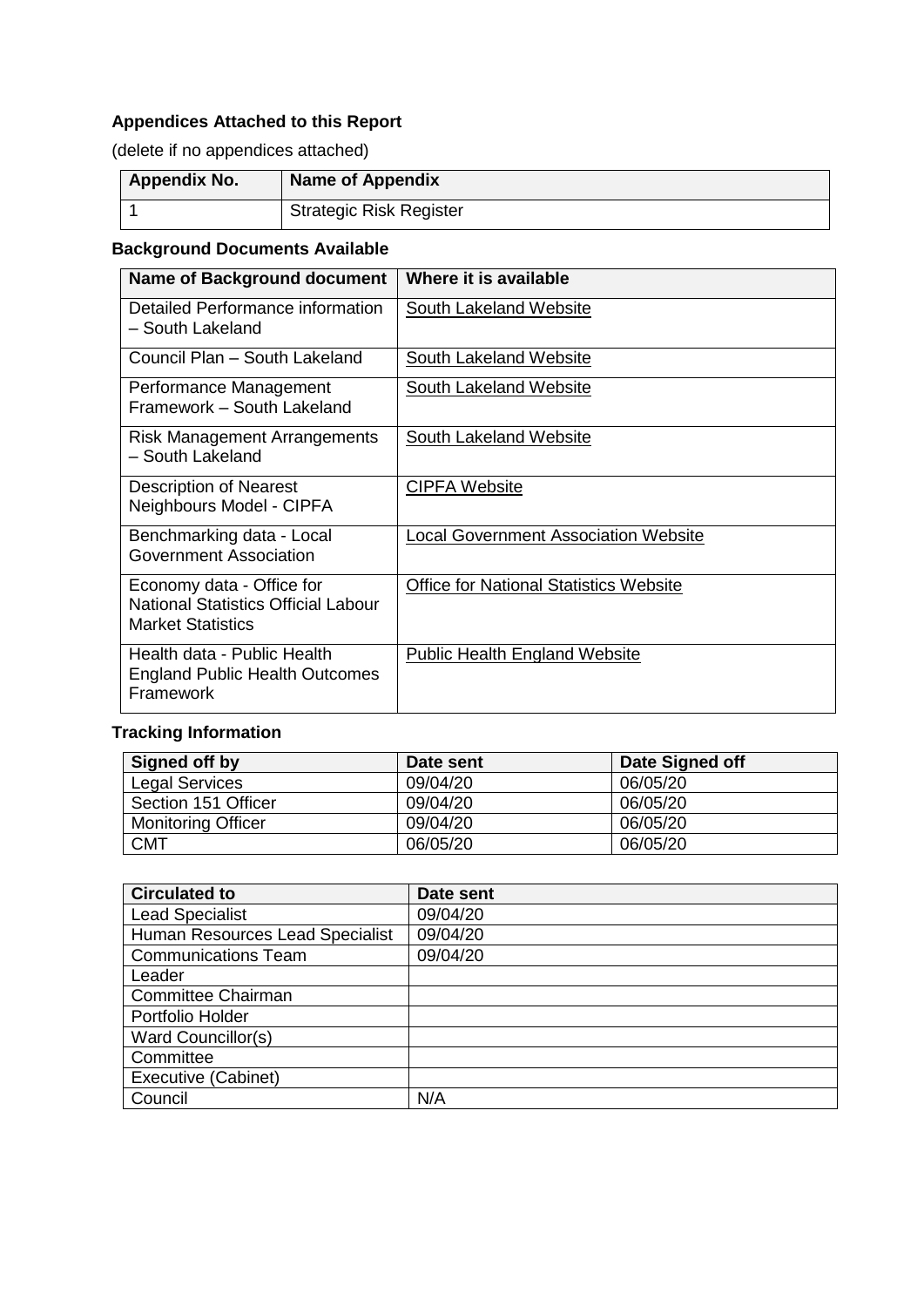### Appendices Attached to this Report

(delete if no appendices attached)

| Appendix No. | Name of Appendix |
|---|---|
| 1 | Strategic Risk Register |

### Background Documents Available

| Name of Background document | Where it is available |
|---|---|
| Detailed Performance information – South Lakeland | South Lakeland Website |
| Council Plan – South Lakeland | South Lakeland Website |
| Performance Management Framework – South Lakeland | South Lakeland Website |
| Risk Management Arrangements – South Lakeland | South Lakeland Website |
| Description of Nearest Neighbours Model - CIPFA | CIPFA Website |
| Benchmarking data - Local Government Association | Local Government Association Website |
| Economy data - Office for National Statistics Official Labour Market Statistics | Office for National Statistics Website |
| Health data - Public Health England Public Health Outcomes Framework | Public Health England Website |

### Tracking Information

| Signed off by | Date sent | Date Signed off |
|---|---|---|
| Legal Services | 09/04/20 | 06/05/20 |
| Section 151 Officer | 09/04/20 | 06/05/20 |
| Monitoring Officer | 09/04/20 | 06/05/20 |
| CMT | 06/05/20 | 06/05/20 |

| Circulated to | Date sent |
|---|---|
| Lead Specialist | 09/04/20 |
| Human Resources Lead Specialist | 09/04/20 |
| Communications Team | 09/04/20 |
| Leader | |
| Committee Chairman | |
| Portfolio Holder | |
| Ward Councillor(s) | |
| Committee | |
| Executive (Cabinet) | |
| Council | N/A |